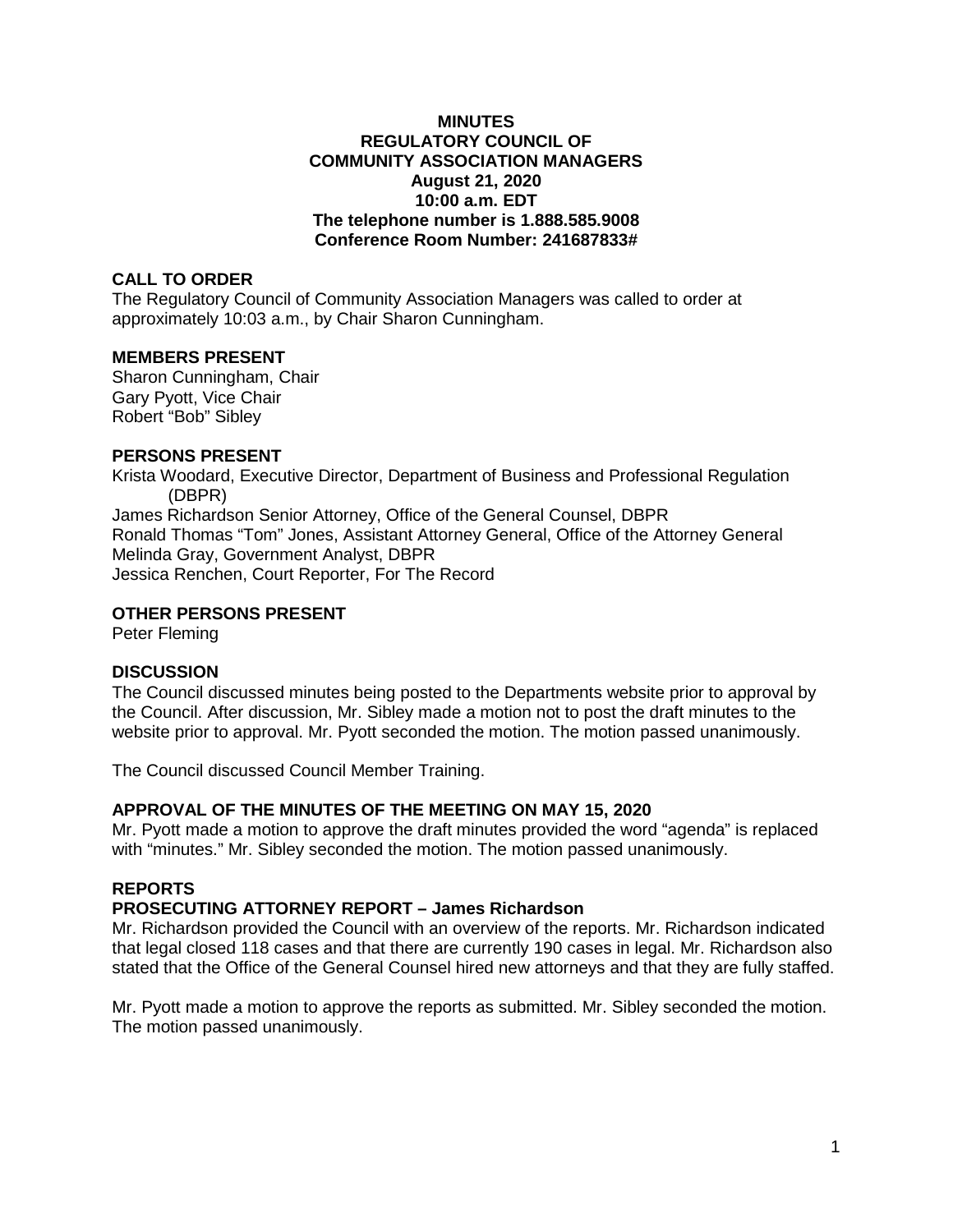# MINUTES
# REGULATORY COUNCIL OF COMMUNITY ASSOCIATION MANAGERS

**August 21, 2020**
**10:00 a.m. EDT**
**The telephone number is 1.888.585.9008**
**Conference Room Number: 241687833#**

## CALL TO ORDER

The Regulatory Council of Community Association Managers was called to order at approximately 10:03 a.m., by Chair Sharon Cunningham.

## MEMBERS PRESENT

Sharon Cunningham, Chair
Gary Pyott, Vice Chair
Robert "Bob" Sibley

## PERSONS PRESENT

Krista Woodard, Executive Director, Department of Business and Professional Regulation (DBPR)
James Richardson Senior Attorney, Office of the General Counsel, DBPR
Ronald Thomas "Tom" Jones, Assistant Attorney General, Office of the Attorney General
Melinda Gray, Government Analyst, DBPR
Jessica Renchen, Court Reporter, For The Record

## OTHER PERSONS PRESENT

Peter Fleming

## DISCUSSION

The Council discussed minutes being posted to the Departments website prior to approval by the Council. After discussion, Mr. Sibley made a motion not to post the draft minutes to the website prior to approval. Mr. Pyott seconded the motion. The motion passed unanimously.

The Council discussed Council Member Training.

## APPROVAL OF THE MINUTES OF THE MEETING ON MAY 15, 2020

Mr. Pyott made a motion to approve the draft minutes provided the word "agenda" is replaced with "minutes." Mr. Sibley seconded the motion. The motion passed unanimously.

## REPORTS

### PROSECUTING ATTORNEY REPORT – James Richardson

Mr. Richardson provided the Council with an overview of the reports. Mr. Richardson indicated that legal closed 118 cases and that there are currently 190 cases in legal. Mr. Richardson also stated that the Office of the General Counsel hired new attorneys and that they are fully staffed.

Mr. Pyott made a motion to approve the reports as submitted. Mr. Sibley seconded the motion. The motion passed unanimously.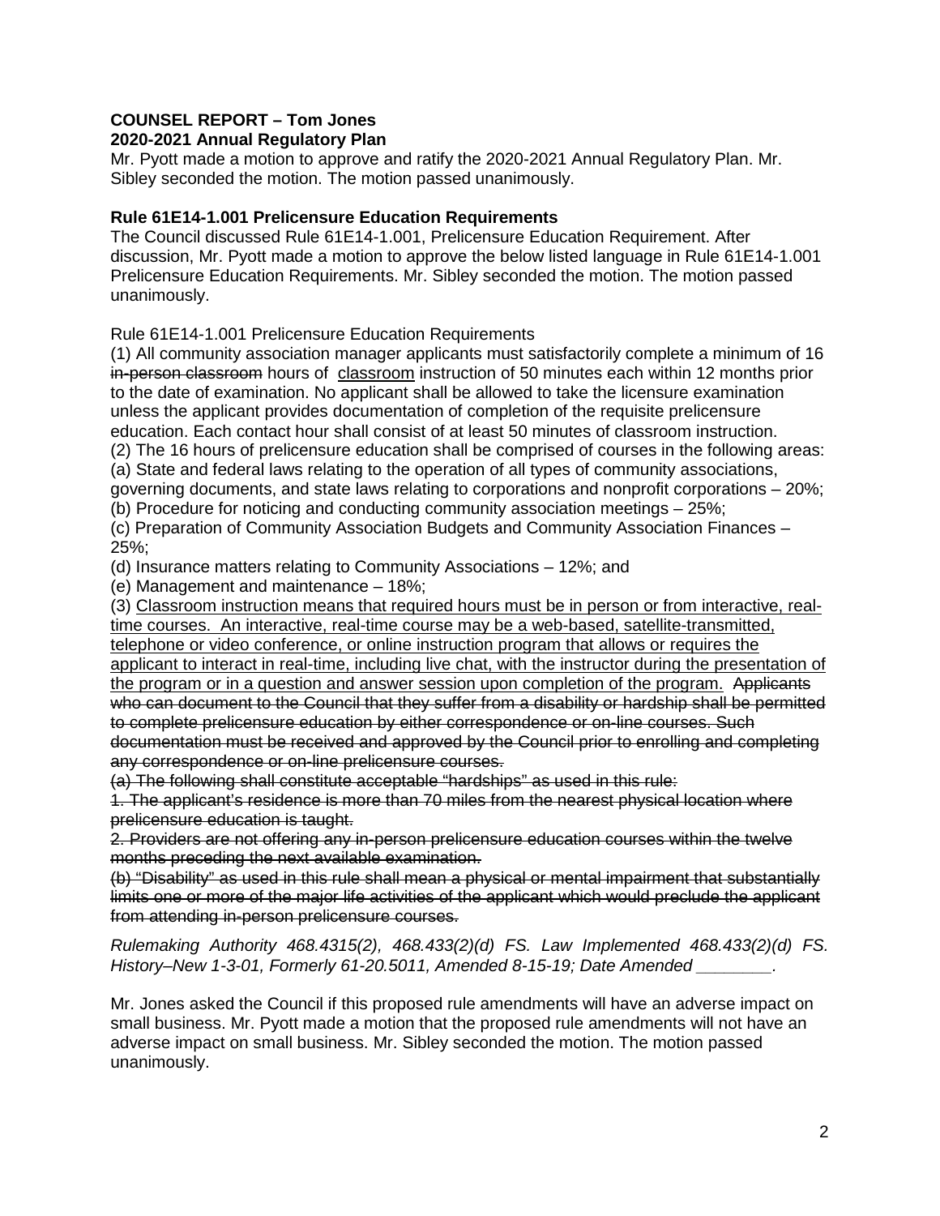**COUNSEL REPORT – Tom Jones**
**2020-2021 Annual Regulatory Plan**

Mr. Pyott made a motion to approve and ratify the 2020-2021 Annual Regulatory Plan. Mr. Sibley seconded the motion. The motion passed unanimously.

**Rule 61E14-1.001 Prelicensure Education Requirements**

The Council discussed Rule 61E14-1.001, Prelicensure Education Requirement. After discussion, Mr. Pyott made a motion to approve the below listed language in Rule 61E14-1.001 Prelicensure Education Requirements. Mr. Sibley seconded the motion. The motion passed unanimously.

Rule 61E14-1.001 Prelicensure Education Requirements

(1) All community association manager applicants must satisfactorily complete a minimum of 16 ~~in-person classroom~~ hours of <u>classroom</u> instruction of 50 minutes each within 12 months prior to the date of examination. No applicant shall be allowed to take the licensure examination unless the applicant provides documentation of completion of the requisite prelicensure education. Each contact hour shall consist of at least 50 minutes of classroom instruction.

(2) The 16 hours of prelicensure education shall be comprised of courses in the following areas:

(a) State and federal laws relating to the operation of all types of community associations, governing documents, and state laws relating to corporations and nonprofit corporations – 20%;

(b) Procedure for noticing and conducting community association meetings – 25%;

(c) Preparation of Community Association Budgets and Community Association Finances – 25%;

(d) Insurance matters relating to Community Associations – 12%; and

(e) Management and maintenance – 18%;

(3) <u>Classroom instruction means that required hours must be in person or from interactive, real-time courses. An interactive, real-time course may be a web-based, satellite-transmitted, telephone or video conference, or online instruction program that allows or requires the applicant to interact in real-time, including live chat, with the instructor during the presentation of the program or in a question and answer session upon completion of the program.</u> ~~Applicants who can document to the Council that they suffer from a disability or hardship shall be permitted to complete prelicensure education by either correspondence or on-line courses. Such documentation must be received and approved by the Council prior to enrolling and completing any correspondence or on-line prelicensure courses.~~

~~(a) The following shall constitute acceptable "hardships" as used in this rule:~~

~~1. The applicant's residence is more than 70 miles from the nearest physical location where prelicensure education is taught.~~

~~2. Providers are not offering any in-person prelicensure education courses within the twelve months preceding the next available examination.~~

~~(b) "Disability" as used in this rule shall mean a physical or mental impairment that substantially limits one or more of the major life activities of the applicant which would preclude the applicant from attending in-person prelicensure courses.~~

*Rulemaking Authority 468.4315(2), 468.433(2)(d) FS. Law Implemented 468.433(2)(d) FS. History–New 1-3-01, Formerly 61-20.5011, Amended 8-15-19; Date Amended ________.*

Mr. Jones asked the Council if this proposed rule amendments will have an adverse impact on small business. Mr. Pyott made a motion that the proposed rule amendments will not have an adverse impact on small business. Mr. Sibley seconded the motion. The motion passed unanimously.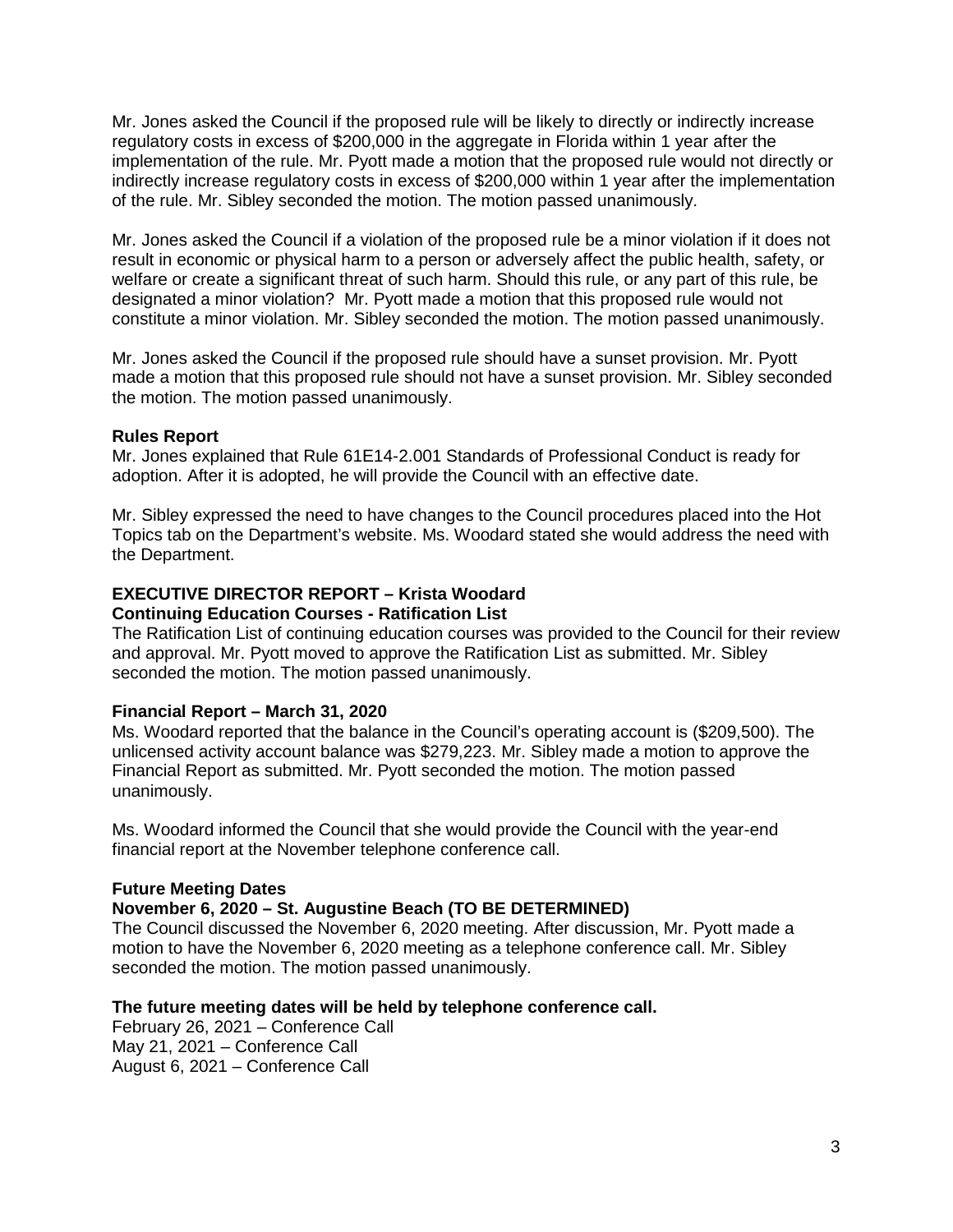Mr. Jones asked the Council if the proposed rule will be likely to directly or indirectly increase regulatory costs in excess of $200,000 in the aggregate in Florida within 1 year after the implementation of the rule. Mr. Pyott made a motion that the proposed rule would not directly or indirectly increase regulatory costs in excess of $200,000 within 1 year after the implementation of the rule. Mr. Sibley seconded the motion. The motion passed unanimously.

Mr. Jones asked the Council if a violation of the proposed rule be a minor violation if it does not result in economic or physical harm to a person or adversely affect the public health, safety, or welfare or create a significant threat of such harm. Should this rule, or any part of this rule, be designated a minor violation? Mr. Pyott made a motion that this proposed rule would not constitute a minor violation. Mr. Sibley seconded the motion. The motion passed unanimously.

Mr. Jones asked the Council if the proposed rule should have a sunset provision. Mr. Pyott made a motion that this proposed rule should not have a sunset provision. Mr. Sibley seconded the motion. The motion passed unanimously.

**Rules Report**

Mr. Jones explained that Rule 61E14-2.001 Standards of Professional Conduct is ready for adoption. After it is adopted, he will provide the Council with an effective date.

Mr. Sibley expressed the need to have changes to the Council procedures placed into the Hot Topics tab on the Department's website. Ms. Woodard stated she would address the need with the Department.

**EXECUTIVE DIRECTOR REPORT – Krista Woodard**

**Continuing Education Courses - Ratification List**

The Ratification List of continuing education courses was provided to the Council for their review and approval. Mr. Pyott moved to approve the Ratification List as submitted. Mr. Sibley seconded the motion. The motion passed unanimously.

**Financial Report – March 31, 2020**

Ms. Woodard reported that the balance in the Council's operating account is ($209,500). The unlicensed activity account balance was $279,223. Mr. Sibley made a motion to approve the Financial Report as submitted. Mr. Pyott seconded the motion. The motion passed unanimously.

Ms. Woodard informed the Council that she would provide the Council with the year-end financial report at the November telephone conference call.

**Future Meeting Dates**

**November 6, 2020 – St. Augustine Beach (TO BE DETERMINED)**

The Council discussed the November 6, 2020 meeting. After discussion, Mr. Pyott made a motion to have the November 6, 2020 meeting as a telephone conference call. Mr. Sibley seconded the motion. The motion passed unanimously.

**The future meeting dates will be held by telephone conference call.**

February 26, 2021 – Conference Call
May 21, 2021 – Conference Call
August 6, 2021 – Conference Call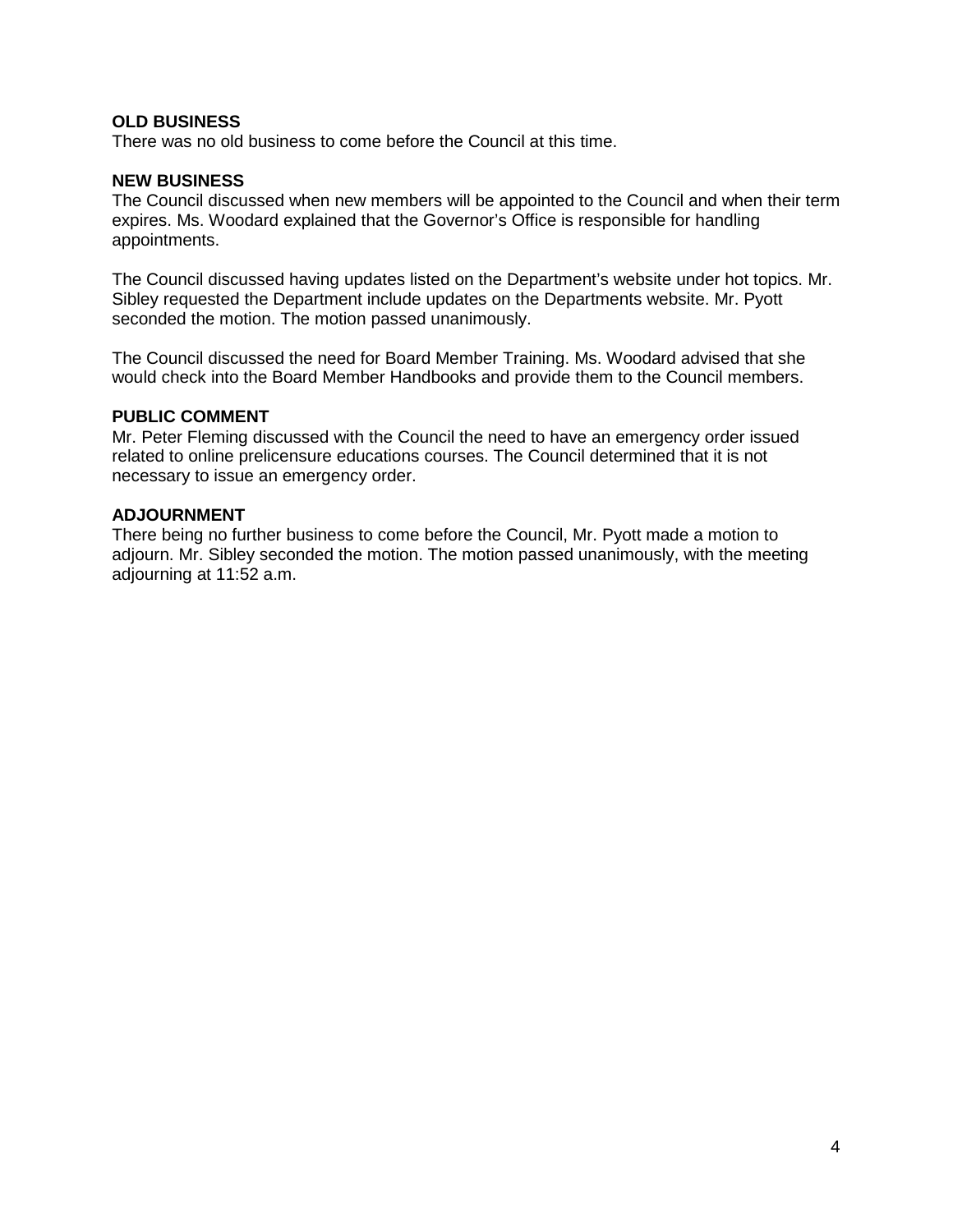**OLD BUSINESS**
There was no old business to come before the Council at this time.

**NEW BUSINESS**
The Council discussed when new members will be appointed to the Council and when their term expires. Ms. Woodard explained that the Governor's Office is responsible for handling appointments.

The Council discussed having updates listed on the Department's website under hot topics. Mr. Sibley requested the Department include updates on the Departments website. Mr. Pyott seconded the motion. The motion passed unanimously.

The Council discussed the need for Board Member Training. Ms. Woodard advised that she would check into the Board Member Handbooks and provide them to the Council members.

**PUBLIC COMMENT**
Mr. Peter Fleming discussed with the Council the need to have an emergency order issued related to online prelicensure educations courses. The Council determined that it is not necessary to issue an emergency order.

**ADJOURNMENT**
There being no further business to come before the Council, Mr. Pyott made a motion to adjourn. Mr. Sibley seconded the motion. The motion passed unanimously, with the meeting adjourning at 11:52 a.m.